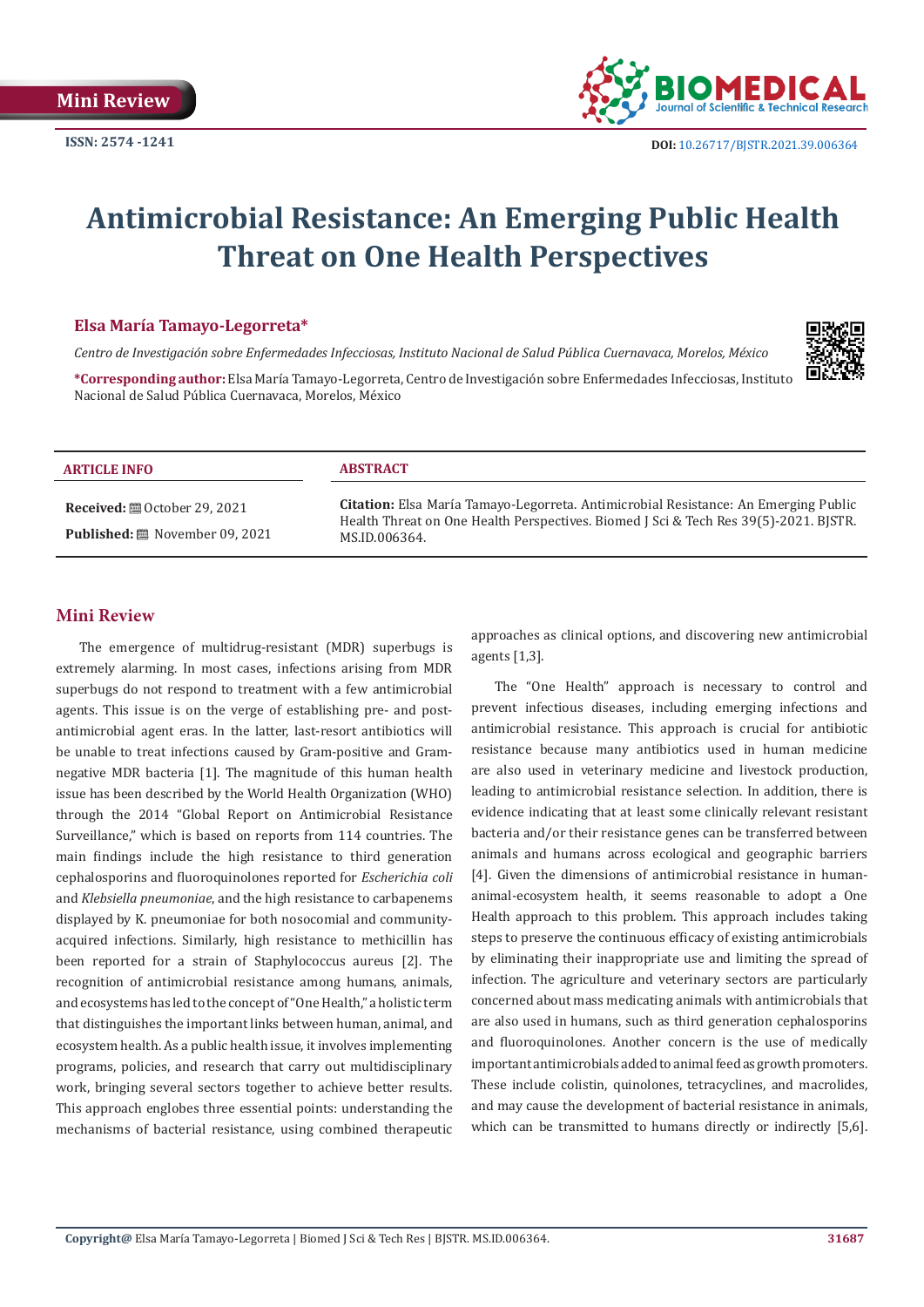Mini Review

ISSN: 2574 -1241

DOI: 10.26717/BJSTR.2021.39.006364

# Antimicrobial Resistance: An Emerging Public Health Threat on One Health Perspectives

**Elsa María Tamayo-Legorreta***

*Centro de Investigación sobre Enfermedades Infecciosas, Instituto Nacional de Salud Pública Cuernavaca, Morelos, México*

***Corresponding author:** Elsa María Tamayo-Legorreta, Centro de Investigación sobre Enfermedades Infecciosas, Instituto Nacional de Salud Pública Cuernavaca, Morelos, México

**ARTICLE INFO**

**Received:** October 29, 2021

**Published:** November 09, 2021

**ABSTRACT**

**Citation:** Elsa María Tamayo-Legorreta. Antimicrobial Resistance: An Emerging Public Health Threat on One Health Perspectives. Biomed J Sci & Tech Res 39(5)-2021. BJSTR. MS.ID.006364.

## Mini Review

The emergence of multidrug-resistant (MDR) superbugs is extremely alarming. In most cases, infections arising from MDR superbugs do not respond to treatment with a few antimicrobial agents. This issue is on the verge of establishing pre- and post-antimicrobial agent eras. In the latter, last-resort antibiotics will be unable to treat infections caused by Gram-positive and Gram-negative MDR bacteria [1]. The magnitude of this human health issue has been described by the World Health Organization (WHO) through the 2014 "Global Report on Antimicrobial Resistance Surveillance," which is based on reports from 114 countries. The main findings include the high resistance to third generation cephalosporins and fluoroquinolones reported for *Escherichia coli* and *Klebsiella pneumoniae*, and the high resistance to carbapenems displayed by K. pneumoniae for both nosocomial and community-acquired infections. Similarly, high resistance to methicillin has been reported for a strain of Staphylococcus aureus [2]. The recognition of antimicrobial resistance among humans, animals, and ecosystems has led to the concept of "One Health," a holistic term that distinguishes the important links between human, animal, and ecosystem health. As a public health issue, it involves implementing programs, policies, and research that carry out multidisciplinary work, bringing several sectors together to achieve better results. This approach englobes three essential points: understanding the mechanisms of bacterial resistance, using combined therapeutic approaches as clinical options, and discovering new antimicrobial agents [1,3].

The "One Health" approach is necessary to control and prevent infectious diseases, including emerging infections and antimicrobial resistance. This approach is crucial for antibiotic resistance because many antibiotics used in human medicine are also used in veterinary medicine and livestock production, leading to antimicrobial resistance selection. In addition, there is evidence indicating that at least some clinically relevant resistant bacteria and/or their resistance genes can be transferred between animals and humans across ecological and geographic barriers [4]. Given the dimensions of antimicrobial resistance in human-animal-ecosystem health, it seems reasonable to adopt a One Health approach to this problem. This approach includes taking steps to preserve the continuous efficacy of existing antimicrobials by eliminating their inappropriate use and limiting the spread of infection. The agriculture and veterinary sectors are particularly concerned about mass medicating animals with antimicrobials that are also used in humans, such as third generation cephalosporins and fluoroquinolones. Another concern is the use of medically important antimicrobials added to animal feed as growth promoters. These include colistin, quinolones, tetracyclines, and macrolides, and may cause the development of bacterial resistance in animals, which can be transmitted to humans directly or indirectly [5,6].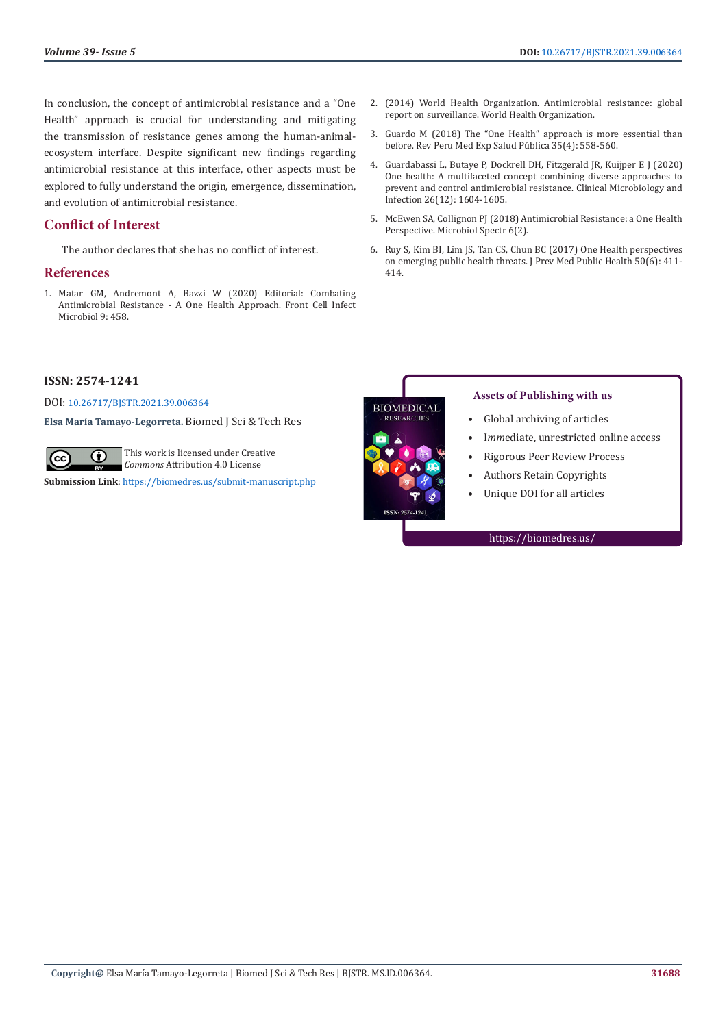In conclusion, the concept of antimicrobial resistance and a "One Health" approach is crucial for understanding and mitigating the transmission of resistance genes among the human-animal-ecosystem interface. Despite significant new findings regarding antimicrobial resistance at this interface, other aspects must be explored to fully understand the origin, emergence, dissemination, and evolution of antimicrobial resistance.

## Conflict of Interest

The author declares that she has no conflict of interest.

## References

1. Matar GM, Andremont A, Bazzi W (2020) Editorial: Combating Antimicrobial Resistance - A One Health Approach. Front Cell Infect Microbiol 9: 458.
2. (2014) World Health Organization. Antimicrobial resistance: global report on surveillance. World Health Organization.
3. Guardo M (2018) The "One Health" approach is more essential than before. Rev Peru Med Exp Salud Pública 35(4): 558-560.
4. Guardabassi L, Butaye P, Dockrell DH, Fitzgerald JR, Kuijper E J (2020) One health: A multifaceted concept combining diverse approaches to prevent and control antimicrobial resistance. Clinical Microbiology and Infection 26(12): 1604-1605.
5. McEwen SA, Collignon PJ (2018) Antimicrobial Resistance: a One Health Perspective. Microbiol Spectr 6(2).
6. Ruy S, Kim BI, Lim JS, Tan CS, Chun BC (2017) One Health perspectives on emerging public health threats. J Prev Med Public Health 50(6): 411-414.

**ISSN: 2574-1241**

DOI: 10.26717/BJSTR.2021.39.006364

**Elsa María Tamayo-Legorreta.** Biomed J Sci & Tech Res

This work is licensed under Creative *Commons* Attribution 4.0 License

**Submission Link**: https://biomedres.us/submit-manuscript.php

**Assets of Publishing with us**

- Global archiving of articles
- Immediate, unrestricted online access
- Rigorous Peer Review Process
- Authors Retain Copyrights
- Unique DOI for all articles

https://biomedres.us/